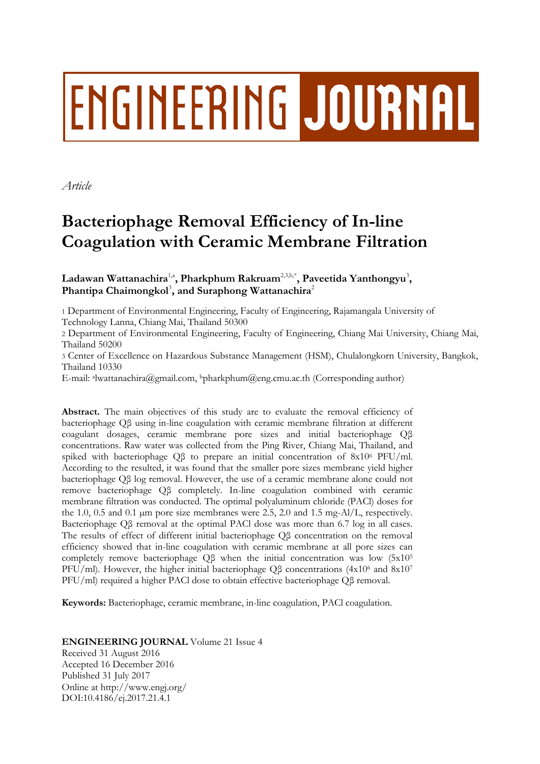ENGINEERING JOURNAL

*Article*

# Bacteriophage Removal Efficiency of In-line Coagulation with Ceramic Membrane Filtration

**Ladawan Wattanachira**[1,a]**, Pharkphum Rakruam**[2,3,b,*]**, Paveetida Yanthongyu**[3]**, Phantipa Chaimongkol**[3]**, and Suraphong Wattanachira**[2]

1 Department of Environmental Engineering, Faculty of Engineering, Rajamangala University of Technology Lanna, Chiang Mai, Thailand 50300

2 Department of Environmental Engineering, Faculty of Engineering, Chiang Mai University, Chiang Mai, Thailand 50200

3 Center of Excellence on Hazardous Substance Management (HSM), Chulalongkorn University, Bangkok, Thailand 10330

E-mail: [a]lwattanachira@gmail.com, [b]pharkphum@eng.cmu.ac.th (Corresponding author)

**Abstract.** The main objectives of this study are to evaluate the removal efficiency of bacteriophage Qβ using in-line coagulation with ceramic membrane filtration at different coagulant dosages, ceramic membrane pore sizes and initial bacteriophage Qβ concentrations. Raw water was collected from the Ping River, Chiang Mai, Thailand, and spiked with bacteriophage Qβ to prepare an initial concentration of $8 \times 10^6$ PFU/ml. According to the resulted, it was found that the smaller pore sizes membrane yield higher bacteriophage Qβ log removal. However, the use of a ceramic membrane alone could not remove bacteriophage Qβ completely. In-line coagulation combined with ceramic membrane filtration was conducted. The optimal polyaluminum chloride (PACl) doses for the 1.0, 0.5 and 0.1 μm pore size membranes were 2.5, 2.0 and 1.5 mg-Al/L, respectively. Bacteriophage Qβ removal at the optimal PACl dose was more than 6.7 log in all cases. The results of effect of different initial bacteriophage Qβ concentration on the removal efficiency showed that in-line coagulation with ceramic membrane at all pore sizes can completely remove bacteriophage Qβ when the initial concentration was low ($5 \times 10^5$ PFU/ml). However, the higher initial bacteriophage Qβ concentrations ($4 \times 10^6$ and $8 \times 10^7$ PFU/ml) required a higher PACl dose to obtain effective bacteriophage Qβ removal.

**Keywords:** Bacteriophage, ceramic membrane, in-line coagulation, PACl coagulation.

**ENGINEERING JOURNAL** Volume 21 Issue 4
Received 31 August 2016
Accepted 16 December 2016
Published 31 July 2017
Online at http://www.engj.org/
DOI:10.4186/ej.2017.21.4.1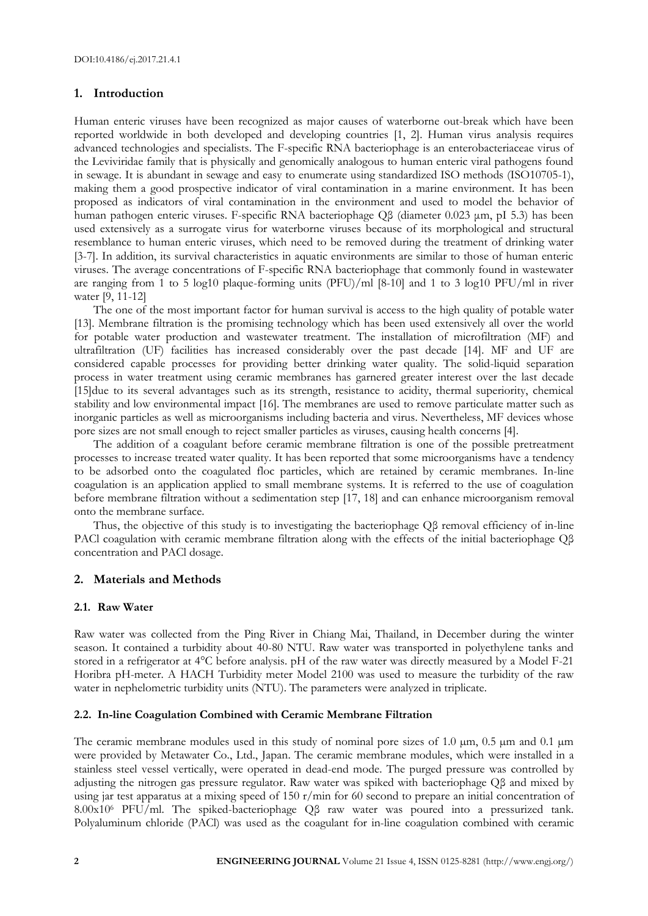## 1. Introduction

Human enteric viruses have been recognized as major causes of waterborne out-break which have been reported worldwide in both developed and developing countries [1, 2]. Human virus analysis requires advanced technologies and specialists. The F-specific RNA bacteriophage is an enterobacteriaceae virus of the Leviviridae family that is physically and genomically analogous to human enteric viral pathogens found in sewage. It is abundant in sewage and easy to enumerate using standardized ISO methods (ISO10705-1), making them a good prospective indicator of viral contamination in a marine environment. It has been proposed as indicators of viral contamination in the environment and used to model the behavior of human pathogen enteric viruses. F-specific RNA bacteriophage Qβ (diameter 0.023 μm, pI 5.3) has been used extensively as a surrogate virus for waterborne viruses because of its morphological and structural resemblance to human enteric viruses, which need to be removed during the treatment of drinking water [3-7]. In addition, its survival characteristics in aquatic environments are similar to those of human enteric viruses. The average concentrations of F-specific RNA bacteriophage that commonly found in wastewater are ranging from 1 to 5 log10 plaque-forming units (PFU)/ml [8-10] and 1 to 3 log10 PFU/ml in river water [9, 11-12]

The one of the most important factor for human survival is access to the high quality of potable water [13]. Membrane filtration is the promising technology which has been used extensively all over the world for potable water production and wastewater treatment. The installation of microfiltration (MF) and ultrafiltration (UF) facilities has increased considerably over the past decade [14]. MF and UF are considered capable processes for providing better drinking water quality. The solid-liquid separation process in water treatment using ceramic membranes has garnered greater interest over the last decade [15]due to its several advantages such as its strength, resistance to acidity, thermal superiority, chemical stability and low environmental impact [16]. The membranes are used to remove particulate matter such as inorganic particles as well as microorganisms including bacteria and virus. Nevertheless, MF devices whose pore sizes are not small enough to reject smaller particles as viruses, causing health concerns [4].

The addition of a coagulant before ceramic membrane filtration is one of the possible pretreatment processes to increase treated water quality. It has been reported that some microorganisms have a tendency to be adsorbed onto the coagulated floc particles, which are retained by ceramic membranes. In-line coagulation is an application applied to small membrane systems. It is referred to the use of coagulation before membrane filtration without a sedimentation step [17, 18] and can enhance microorganism removal onto the membrane surface.

Thus, the objective of this study is to investigating the bacteriophage Qβ removal efficiency of in-line PACl coagulation with ceramic membrane filtration along with the effects of the initial bacteriophage Qβ concentration and PACl dosage.

## 2. Materials and Methods

### 2.1. Raw Water

Raw water was collected from the Ping River in Chiang Mai, Thailand, in December during the winter season. It contained a turbidity about 40-80 NTU. Raw water was transported in polyethylene tanks and stored in a refrigerator at 4°C before analysis. pH of the raw water was directly measured by a Model F-21 Horibra pH-meter. A HACH Turbidity meter Model 2100 was used to measure the turbidity of the raw water in nephelometric turbidity units (NTU). The parameters were analyzed in triplicate.

### 2.2. In-line Coagulation Combined with Ceramic Membrane Filtration

The ceramic membrane modules used in this study of nominal pore sizes of 1.0 μm, 0.5 μm and 0.1 μm were provided by Metawater Co., Ltd., Japan. The ceramic membrane modules, which were installed in a stainless steel vessel vertically, were operated in dead-end mode. The purged pressure was controlled by adjusting the nitrogen gas pressure regulator. Raw water was spiked with bacteriophage Qβ and mixed by using jar test apparatus at a mixing speed of 150 r/min for 60 second to prepare an initial concentration of $8.00 \times 10^{6}$ PFU/ml. The spiked-bacteriophage Qβ raw water was poured into a pressurized tank. Polyaluminum chloride (PACl) was used as the coagulant for in-line coagulation combined with ceramic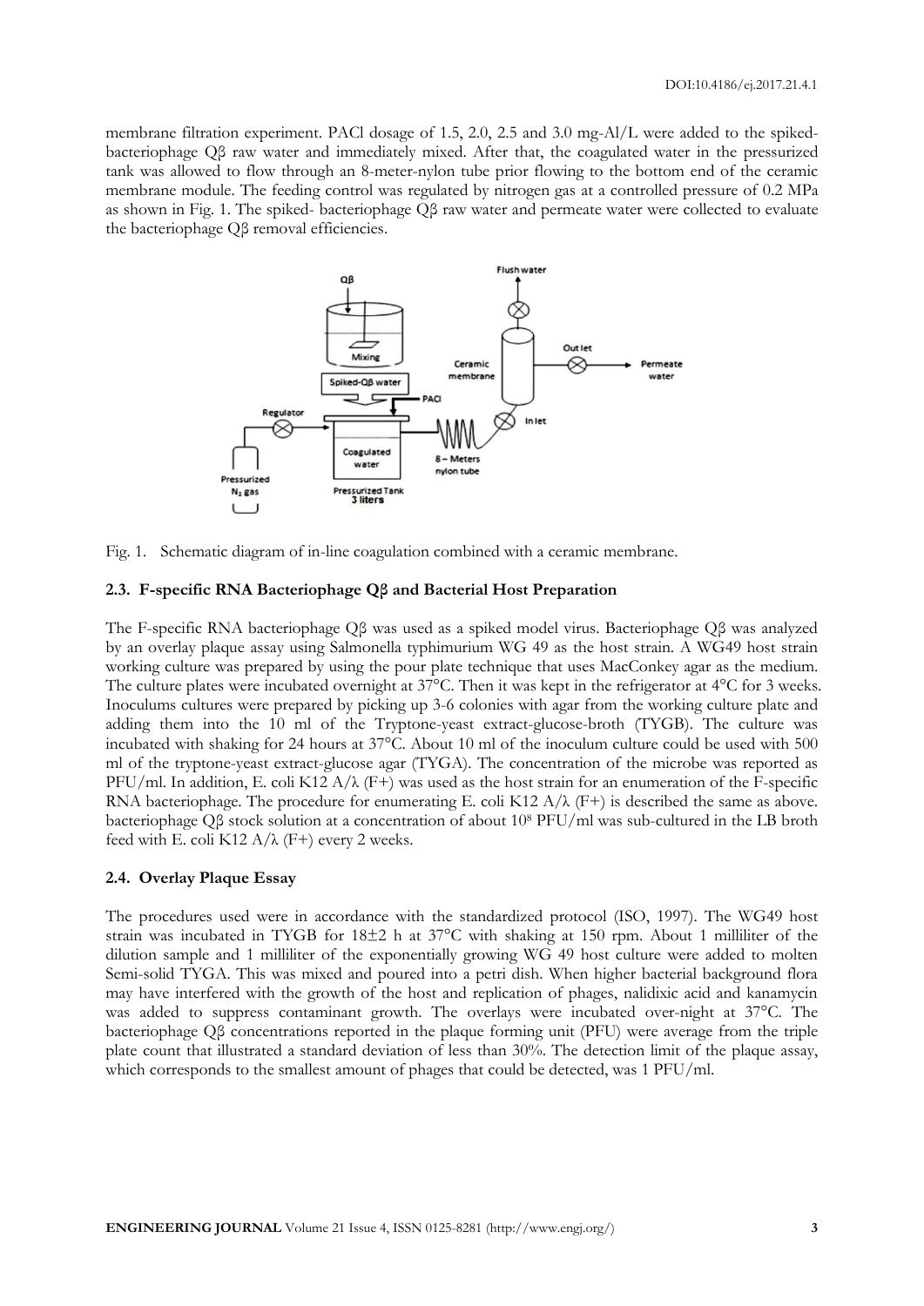membrane filtration experiment. PACl dosage of 1.5, 2.0, 2.5 and 3.0 mg-Al/L were added to the spiked-bacteriophage Qβ raw water and immediately mixed. After that, the coagulated water in the pressurized tank was allowed to flow through an 8-meter-nylon tube prior flowing to the bottom end of the ceramic membrane module. The feeding control was regulated by nitrogen gas at a controlled pressure of 0.2 MPa as shown in Fig. 1. The spiked- bacteriophage Qβ raw water and permeate water were collected to evaluate the bacteriophage Qβ removal efficiencies.

Fig. 1. Schematic diagram of in-line coagulation combined with a ceramic membrane.

### 2.3. F-specific RNA Bacteriophage Qβ and Bacterial Host Preparation

The F-specific RNA bacteriophage Qβ was used as a spiked model virus. Bacteriophage Qβ was analyzed by an overlay plaque assay using Salmonella typhimurium WG 49 as the host strain. A WG49 host strain working culture was prepared by using the pour plate technique that uses MacConkey agar as the medium. The culture plates were incubated overnight at 37°C. Then it was kept in the refrigerator at 4°C for 3 weeks. Inoculums cultures were prepared by picking up 3-6 colonies with agar from the working culture plate and adding them into the 10 ml of the Tryptone-yeast extract-glucose-broth (TYGB). The culture was incubated with shaking for 24 hours at 37°C. About 10 ml of the inoculum culture could be used with 500 ml of the tryptone-yeast extract-glucose agar (TYGA). The concentration of the microbe was reported as PFU/ml. In addition, E. coli K12 A/λ (F+) was used as the host strain for an enumeration of the F-specific RNA bacteriophage. The procedure for enumerating E. coli K12 A/λ (F+) is described the same as above. bacteriophage Qβ stock solution at a concentration of about $10^8$ PFU/ml was sub-cultured in the LB broth feed with E. coli K12 A/λ (F+) every 2 weeks.

### 2.4. Overlay Plaque Essay

The procedures used were in accordance with the standardized protocol (ISO, 1997). The WG49 host strain was incubated in TYGB for 18±2 h at 37°C with shaking at 150 rpm. About 1 milliliter of the dilution sample and 1 milliliter of the exponentially growing WG 49 host culture were added to molten Semi-solid TYGA. This was mixed and poured into a petri dish. When higher bacterial background flora may have interfered with the growth of the host and replication of phages, nalidixic acid and kanamycin was added to suppress contaminant growth. The overlays were incubated over-night at 37°C. The bacteriophage Qβ concentrations reported in the plaque forming unit (PFU) were average from the triple plate count that illustrated a standard deviation of less than 30%. The detection limit of the plaque assay, which corresponds to the smallest amount of phages that could be detected, was 1 PFU/ml.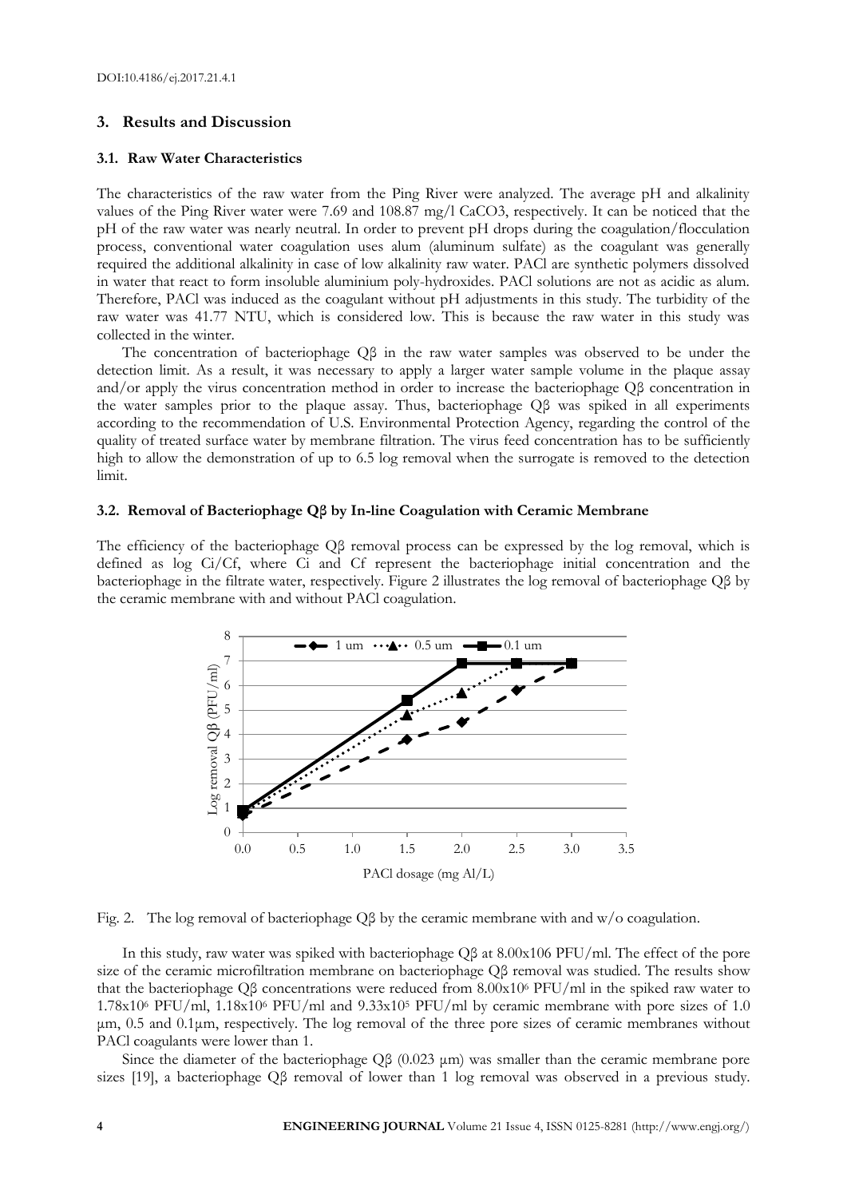## 3. Results and Discussion

### 3.1. Raw Water Characteristics

The characteristics of the raw water from the Ping River were analyzed. The average pH and alkalinity values of the Ping River water were 7.69 and 108.87 mg/l $CaCO_3$, respectively. It can be noticed that the pH of the raw water was nearly neutral. In order to prevent pH drops during the coagulation/flocculation process, conventional water coagulation uses alum (aluminum sulfate) as the coagulant was generally required the additional alkalinity in case of low alkalinity raw water. PACl are synthetic polymers dissolved in water that react to form insoluble aluminium poly-hydroxides. PACl solutions are not as acidic as alum. Therefore, PACl was induced as the coagulant without pH adjustments in this study. The turbidity of the raw water was 41.77 NTU, which is considered low. This is because the raw water in this study was collected in the winter.

The concentration of bacteriophage Qβ in the raw water samples was observed to be under the detection limit. As a result, it was necessary to apply a larger water sample volume in the plaque assay and/or apply the virus concentration method in order to increase the bacteriophage Qβ concentration in the water samples prior to the plaque assay. Thus, bacteriophage Qβ was spiked in all experiments according to the recommendation of U.S. Environmental Protection Agency, regarding the control of the quality of treated surface water by membrane filtration. The virus feed concentration has to be sufficiently high to allow the demonstration of up to 6.5 log removal when the surrogate is removed to the detection limit.

### 3.2. Removal of Bacteriophage Qβ by In-line Coagulation with Ceramic Membrane

The efficiency of the bacteriophage Qβ removal process can be expressed by the log removal, which is defined as log $C_i/C_f$, where $C_i$ and $C_f$ represent the bacteriophage initial concentration and the bacteriophage in the filtrate water, respectively. Figure 2 illustrates the log removal of bacteriophage Qβ by the ceramic membrane with and without PACl coagulation.

Fig. 2. The log removal of bacteriophage Qβ by the ceramic membrane with and w/o coagulation.

In this study, raw water was spiked with bacteriophage Qβ at 8.00x106 PFU/ml. The effect of the pore size of the ceramic microfiltration membrane on bacteriophage Qβ removal was studied. The results show that the bacteriophage Qβ concentrations were reduced from $8.00 \times 10^6$ PFU/ml in the spiked raw water to $1.78 \times 10^6$ PFU/ml, $1.18 \times 10^6$ PFU/ml and $9.33 \times 10^5$ PFU/ml by ceramic membrane with pore sizes of 1.0 µm, 0.5 and 0.1µm, respectively. The log removal of the three pore sizes of ceramic membranes without PACl coagulants were lower than 1.

Since the diameter of the bacteriophage Qβ (0.023 µm) was smaller than the ceramic membrane pore sizes [19], a bacteriophage Qβ removal of lower than 1 log removal was observed in a previous study.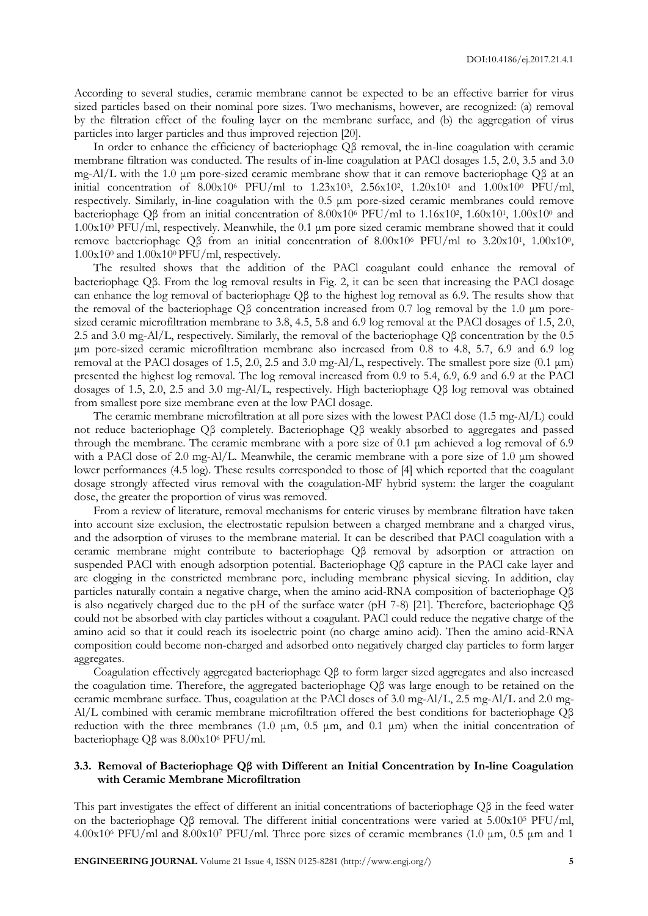According to several studies, ceramic membrane cannot be expected to be an effective barrier for virus sized particles based on their nominal pore sizes. Two mechanisms, however, are recognized: (a) removal by the filtration effect of the fouling layer on the membrane surface, and (b) the aggregation of virus particles into larger particles and thus improved rejection [20].

In order to enhance the efficiency of bacteriophage Qβ removal, the in-line coagulation with ceramic membrane filtration was conducted. The results of in-line coagulation at PACl dosages 1.5, 2.0, 3.5 and 3.0 mg-Al/L with the 1.0 µm pore-sized ceramic membrane show that it can remove bacteriophage Qβ at an initial concentration of $8.00x10^6$ PFU/ml to $1.23x10^3$, $2.56x10^2$, $1.20x10^1$ and $1.00x10^0$ PFU/ml, respectively. Similarly, in-line coagulation with the 0.5 µm pore-sized ceramic membranes could remove bacteriophage Qβ from an initial concentration of $8.00x10^6$ PFU/ml to $1.16x10^2$, $1.60x10^1$, $1.00x10^0$ and $1.00x10^0$ PFU/ml, respectively. Meanwhile, the 0.1 µm pore sized ceramic membrane showed that it could remove bacteriophage Qβ from an initial concentration of $8.00x10^6$ PFU/ml to $3.20x10^1$, $1.00x10^0$, $1.00x10^0$ and $1.00x10^0$ PFU/ml, respectively.

The resulted shows that the addition of the PACl coagulant could enhance the removal of bacteriophage Qβ. From the log removal results in Fig. 2, it can be seen that increasing the PACl dosage can enhance the log removal of bacteriophage Qβ to the highest log removal as 6.9. The results show that the removal of the bacteriophage Qβ concentration increased from 0.7 log removal by the 1.0 µm pore-sized ceramic microfiltration membrane to 3.8, 4.5, 5.8 and 6.9 log removal at the PACl dosages of 1.5, 2.0, 2.5 and 3.0 mg-Al/L, respectively. Similarly, the removal of the bacteriophage Qβ concentration by the 0.5 µm pore-sized ceramic microfiltration membrane also increased from 0.8 to 4.8, 5.7, 6.9 and 6.9 log removal at the PACl dosages of 1.5, 2.0, 2.5 and 3.0 mg-Al/L, respectively. The smallest pore size (0.1 µm) presented the highest log removal. The log removal increased from 0.9 to 5.4, 6.9, 6.9 and 6.9 at the PACl dosages of 1.5, 2.0, 2.5 and 3.0 mg-Al/L, respectively. High bacteriophage Qβ log removal was obtained from smallest pore size membrane even at the low PACl dosage.

The ceramic membrane microfiltration at all pore sizes with the lowest PACl dose (1.5 mg-Al/L) could not reduce bacteriophage Qβ completely. Bacteriophage Qβ weakly absorbed to aggregates and passed through the membrane. The ceramic membrane with a pore size of 0.1 µm achieved a log removal of 6.9 with a PACl dose of 2.0 mg-Al/L. Meanwhile, the ceramic membrane with a pore size of 1.0 µm showed lower performances (4.5 log). These results corresponded to those of [4] which reported that the coagulant dosage strongly affected virus removal with the coagulation-MF hybrid system: the larger the coagulant dose, the greater the proportion of virus was removed.

From a review of literature, removal mechanisms for enteric viruses by membrane filtration have taken into account size exclusion, the electrostatic repulsion between a charged membrane and a charged virus, and the adsorption of viruses to the membrane material. It can be described that PACl coagulation with a ceramic membrane might contribute to bacteriophage Qβ removal by adsorption or attraction on suspended PACl with enough adsorption potential. Bacteriophage Qβ capture in the PACl cake layer and are clogging in the constricted membrane pore, including membrane physical sieving. In addition, clay particles naturally contain a negative charge, when the amino acid-RNA composition of bacteriophage Qβ is also negatively charged due to the pH of the surface water (pH 7-8) [21]. Therefore, bacteriophage Qβ could not be absorbed with clay particles without a coagulant. PACl could reduce the negative charge of the amino acid so that it could reach its isoelectric point (no charge amino acid). Then the amino acid-RNA composition could become non-charged and adsorbed onto negatively charged clay particles to form larger aggregates.

Coagulation effectively aggregated bacteriophage Qβ to form larger sized aggregates and also increased the coagulation time. Therefore, the aggregated bacteriophage Qβ was large enough to be retained on the ceramic membrane surface. Thus, coagulation at the PACl doses of 3.0 mg-Al/L, 2.5 mg-Al/L and 2.0 mg-Al/L combined with ceramic membrane microfiltration offered the best conditions for bacteriophage Qβ reduction with the three membranes (1.0 µm, 0.5 µm, and 0.1 µm) when the initial concentration of bacteriophage Qβ was $8.00x10^6$ PFU/ml.

### 3.3. Removal of Bacteriophage Qβ with Different an Initial Concentration by In-line Coagulation with Ceramic Membrane Microfiltration

This part investigates the effect of different an initial concentrations of bacteriophage Qβ in the feed water on the bacteriophage Qβ removal. The different initial concentrations were varied at $5.00x10^5$ PFU/ml, $4.00x10^6$ PFU/ml and $8.00x10^7$ PFU/ml. Three pore sizes of ceramic membranes (1.0 µm, 0.5 µm and 1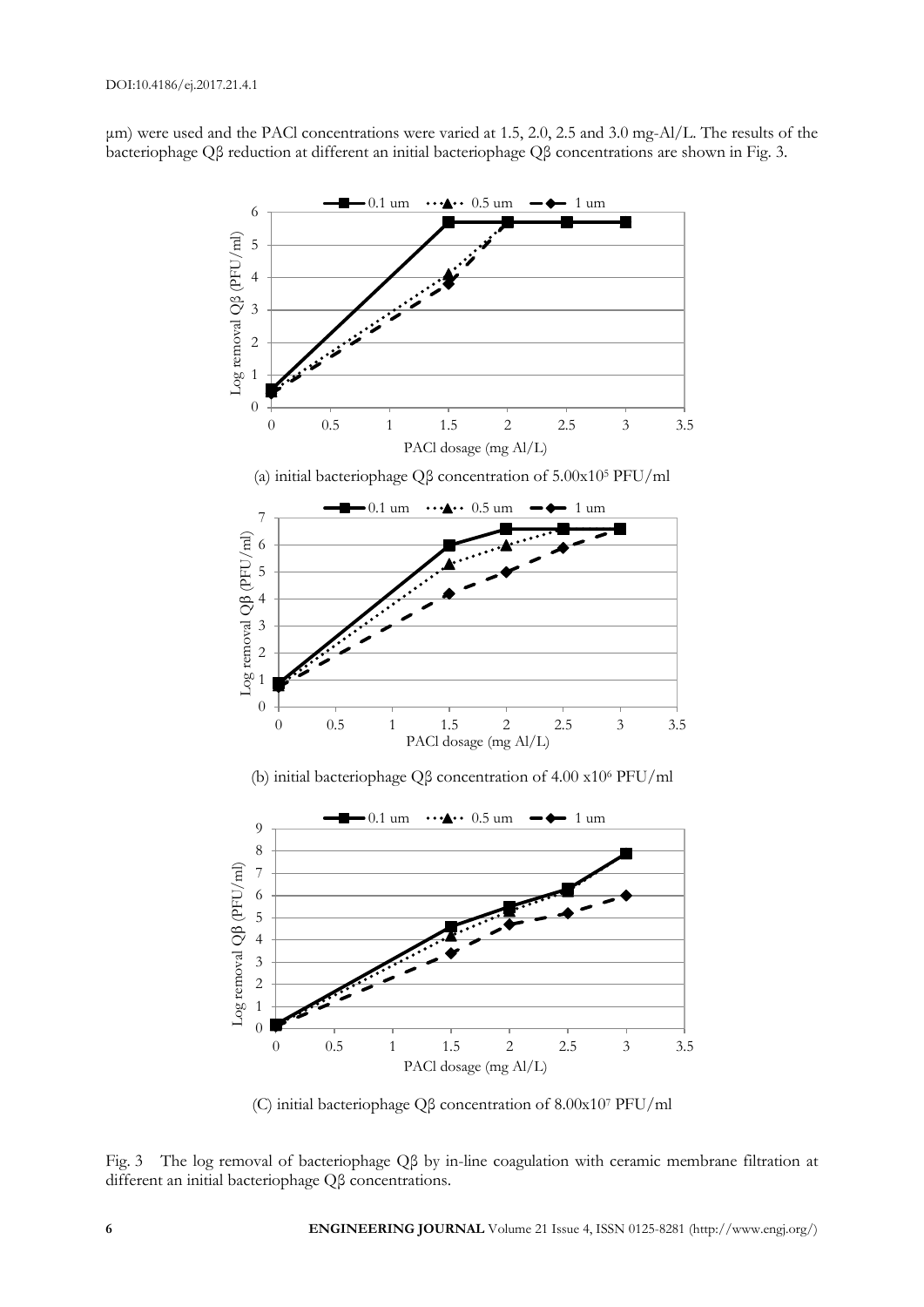µm) were used and the PACl concentrations were varied at 1.5, 2.0, 2.5 and 3.0 mg-Al/L. The results of the bacteriophage Qβ reduction at different an initial bacteriophage Qβ concentrations are shown in Fig. 3.

(a) initial bacteriophage Qβ concentration of $5.00 \times 10^5$ PFU/ml

(b) initial bacteriophage Qβ concentration of $4.00 \times 10^6$ PFU/ml

(C) initial bacteriophage Qβ concentration of $8.00 \times 10^7$ PFU/ml

Fig. 3 The log removal of bacteriophage Qβ by in-line coagulation with ceramic membrane filtration at different an initial bacteriophage Qβ concentrations.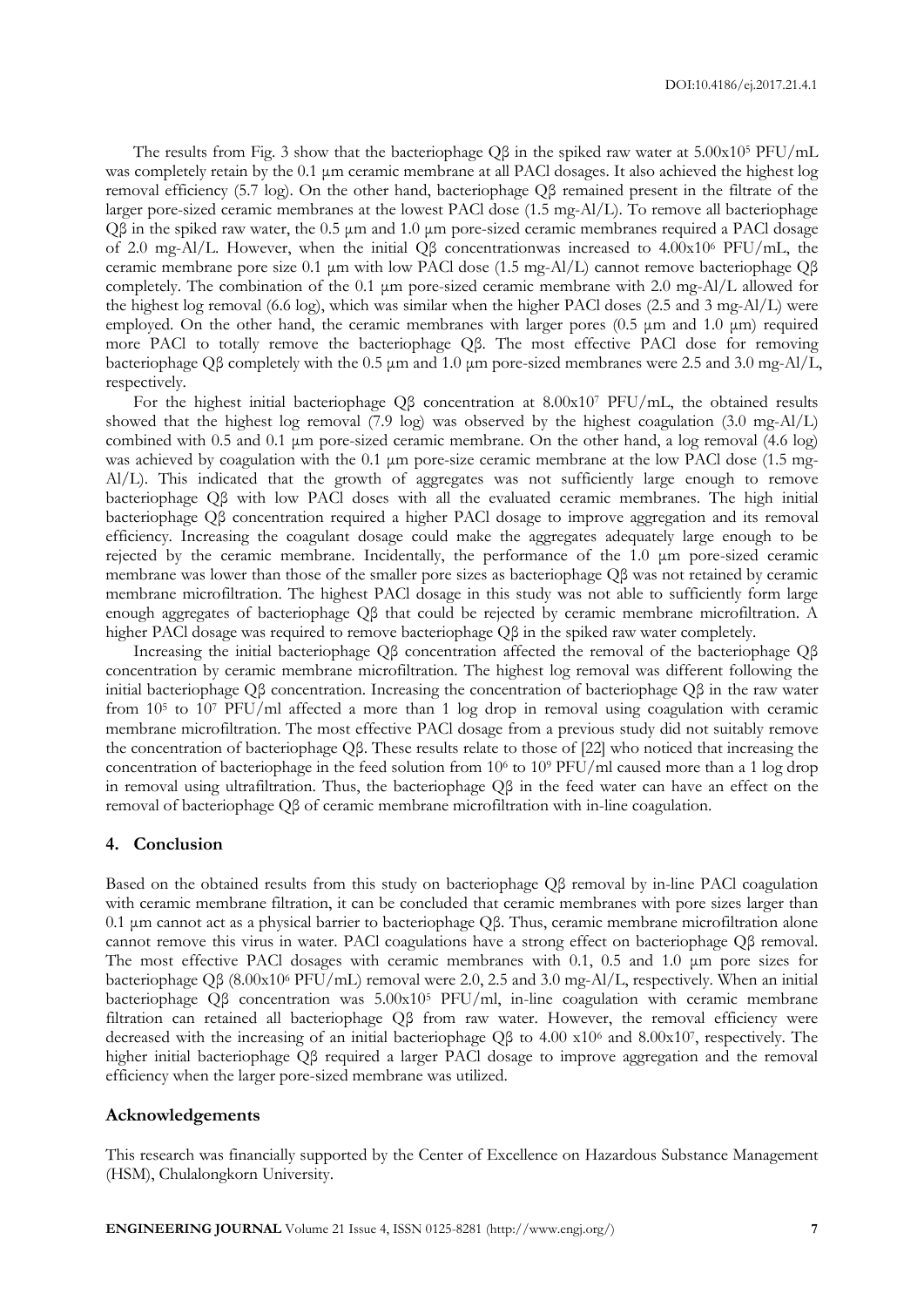The results from Fig. 3 show that the bacteriophage Qβ in the spiked raw water at $5.00 \times 10^5$ PFU/mL was completely retain by the 0.1 µm ceramic membrane at all PACl dosages. It also achieved the highest log removal efficiency (5.7 log). On the other hand, bacteriophage Qβ remained present in the filtrate of the larger pore-sized ceramic membranes at the lowest PACl dose (1.5 mg-Al/L). To remove all bacteriophage Qβ in the spiked raw water, the 0.5 µm and 1.0 µm pore-sized ceramic membranes required a PACl dosage of 2.0 mg-Al/L. However, when the initial Qβ concentrationwas increased to $4.00 \times 10^6$ PFU/mL, the ceramic membrane pore size 0.1 µm with low PACl dose (1.5 mg-Al/L) cannot remove bacteriophage Qβ completely. The combination of the 0.1 µm pore-sized ceramic membrane with 2.0 mg-Al/L allowed for the highest log removal (6.6 log), which was similar when the higher PACl doses (2.5 and 3 mg-Al/L) were employed. On the other hand, the ceramic membranes with larger pores (0.5 µm and 1.0 µm) required more PACl to totally remove the bacteriophage Qβ. The most effective PACl dose for removing bacteriophage Qβ completely with the 0.5 µm and 1.0 µm pore-sized membranes were 2.5 and 3.0 mg-Al/L, respectively.

For the highest initial bacteriophage Qβ concentration at $8.00 \times 10^7$ PFU/mL, the obtained results showed that the highest log removal (7.9 log) was observed by the highest coagulation (3.0 mg-Al/L) combined with 0.5 and 0.1 µm pore-sized ceramic membrane. On the other hand, a log removal (4.6 log) was achieved by coagulation with the 0.1 µm pore-size ceramic membrane at the low PACl dose (1.5 mg-Al/L). This indicated that the growth of aggregates was not sufficiently large enough to remove bacteriophage Qβ with low PACl doses with all the evaluated ceramic membranes. The high initial bacteriophage Qβ concentration required a higher PACl dosage to improve aggregation and its removal efficiency. Increasing the coagulant dosage could make the aggregates adequately large enough to be rejected by the ceramic membrane. Incidentally, the performance of the 1.0 µm pore-sized ceramic membrane was lower than those of the smaller pore sizes as bacteriophage Qβ was not retained by ceramic membrane microfiltration. The highest PACl dosage in this study was not able to sufficiently form large enough aggregates of bacteriophage Qβ that could be rejected by ceramic membrane microfiltration. A higher PACl dosage was required to remove bacteriophage Qβ in the spiked raw water completely.

Increasing the initial bacteriophage Qβ concentration affected the removal of the bacteriophage Qβ concentration by ceramic membrane microfiltration. The highest log removal was different following the initial bacteriophage Qβ concentration. Increasing the concentration of bacteriophage Qβ in the raw water from $10^5$ to $10^7$ PFU/ml affected a more than 1 log drop in removal using coagulation with ceramic membrane microfiltration. The most effective PACl dosage from a previous study did not suitably remove the concentration of bacteriophage Qβ. These results relate to those of [22] who noticed that increasing the concentration of bacteriophage in the feed solution from $10^6$ to $10^9$ PFU/ml caused more than a 1 log drop in removal using ultrafiltration. Thus, the bacteriophage Qβ in the feed water can have an effect on the removal of bacteriophage Qβ of ceramic membrane microfiltration with in-line coagulation.

## 4. Conclusion

Based on the obtained results from this study on bacteriophage Qβ removal by in-line PACl coagulation with ceramic membrane filtration, it can be concluded that ceramic membranes with pore sizes larger than 0.1 µm cannot act as a physical barrier to bacteriophage Qβ. Thus, ceramic membrane microfiltration alone cannot remove this virus in water. PACl coagulations have a strong effect on bacteriophage Qβ removal. The most effective PACl dosages with ceramic membranes with 0.1, 0.5 and 1.0 µm pore sizes for bacteriophage Qβ ($8.00 \times 10^6$ PFU/mL) removal were 2.0, 2.5 and 3.0 mg-Al/L, respectively. When an initial bacteriophage Qβ concentration was $5.00 \times 10^5$ PFU/ml, in-line coagulation with ceramic membrane filtration can retained all bacteriophage Qβ from raw water. However, the removal efficiency were decreased with the increasing of an initial bacteriophage Qβ to $4.00 \times 10^6$ and $8.00 \times 10^7$, respectively. The higher initial bacteriophage Qβ required a larger PACl dosage to improve aggregation and the removal efficiency when the larger pore-sized membrane was utilized.

## Acknowledgements

This research was financially supported by the Center of Excellence on Hazardous Substance Management (HSM), Chulalongkorn University.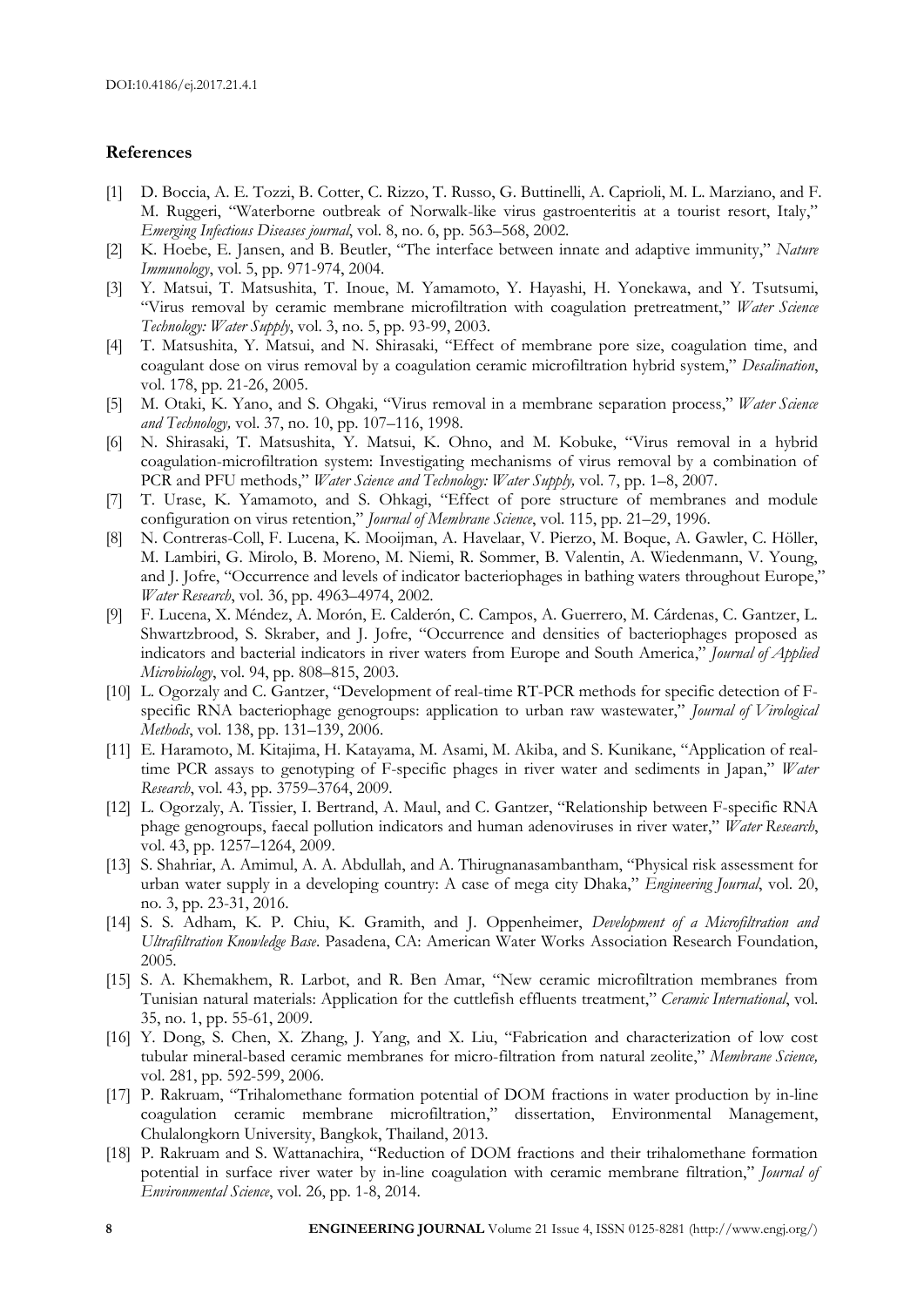## References

[1] D. Boccia, A. E. Tozzi, B. Cotter, C. Rizzo, T. Russo, G. Buttinelli, A. Caprioli, M. L. Marziano, and F. M. Ruggeri, "Waterborne outbreak of Norwalk-like virus gastroenteritis at a tourist resort, Italy," *Emerging Infectious Diseases journal*, vol. 8, no. 6, pp. 563–568, 2002.

[2] K. Hoebe, E. Jansen, and B. Beutler, "The interface between innate and adaptive immunity," *Nature Immunology*, vol. 5, pp. 971-974, 2004.

[3] Y. Matsui, T. Matsushita, T. Inoue, M. Yamamoto, Y. Hayashi, H. Yonekawa, and Y. Tsutsumi, "Virus removal by ceramic membrane microfiltration with coagulation pretreatment," *Water Science Technology: Water Supply*, vol. 3, no. 5, pp. 93-99, 2003.

[4] T. Matsushita, Y. Matsui, and N. Shirasaki, "Effect of membrane pore size, coagulation time, and coagulant dose on virus removal by a coagulation ceramic microfiltration hybrid system," *Desalination*, vol. 178, pp. 21-26, 2005.

[5] M. Otaki, K. Yano, and S. Ohgaki, "Virus removal in a membrane separation process," *Water Science and Technology,* vol. 37, no. 10, pp. 107–116, 1998.

[6] N. Shirasaki, T. Matsushita, Y. Matsui, K. Ohno, and M. Kobuke, "Virus removal in a hybrid coagulation-microfiltration system: Investigating mechanisms of virus removal by a combination of PCR and PFU methods," *Water Science and Technology: Water Supply,* vol. 7, pp. 1–8, 2007.

[7] T. Urase, K. Yamamoto, and S. Ohkagi, "Effect of pore structure of membranes and module configuration on virus retention," *Journal of Membrane Science*, vol. 115, pp. 21–29, 1996.

[8] N. Contreras-Coll, F. Lucena, K. Mooijman, A. Havelaar, V. Pierzo, M. Boque, A. Gawler, C. Höller, M. Lambiri, G. Mirolo, B. Moreno, M. Niemi, R. Sommer, B. Valentin, A. Wiedenmann, V. Young, and J. Jofre, "Occurrence and levels of indicator bacteriophages in bathing waters throughout Europe," *Water Research*, vol. 36, pp. 4963–4974, 2002.

[9] F. Lucena, X. Méndez, A. Morón, E. Calderón, C. Campos, A. Guerrero, M. Cárdenas, C. Gantzer, L. Shwartzbrood, S. Skraber, and J. Jofre, "Occurrence and densities of bacteriophages proposed as indicators and bacterial indicators in river waters from Europe and South America," *Journal of Applied Microbiology*, vol. 94, pp. 808–815, 2003.

[10] L. Ogorzaly and C. Gantzer, "Development of real-time RT-PCR methods for specific detection of F-specific RNA bacteriophage genogroups: application to urban raw wastewater," *Journal of Virological Methods*, vol. 138, pp. 131–139, 2006.

[11] E. Haramoto, M. Kitajima, H. Katayama, M. Asami, M. Akiba, and S. Kunikane, "Application of real-time PCR assays to genotyping of F-specific phages in river water and sediments in Japan," *Water Research*, vol. 43, pp. 3759–3764, 2009.

[12] L. Ogorzaly, A. Tissier, I. Bertrand, A. Maul, and C. Gantzer, "Relationship between F-specific RNA phage genogroups, faecal pollution indicators and human adenoviruses in river water," *Water Research*, vol. 43, pp. 1257–1264, 2009.

[13] S. Shahriar, A. Amimul, A. A. Abdullah, and A. Thirugnanasambantham, "Physical risk assessment for urban water supply in a developing country: A case of mega city Dhaka," *Engineering Journal*, vol. 20, no. 3, pp. 23-31, 2016.

[14] S. S. Adham, K. P. Chiu, K. Gramith, and J. Oppenheimer, *Development of a Microfiltration and Ultrafiltration Knowledge Base*. Pasadena, CA: American Water Works Association Research Foundation, 2005.

[15] S. A. Khemakhem, R. Larbot, and R. Ben Amar, "New ceramic microfiltration membranes from Tunisian natural materials: Application for the cuttlefish effluents treatment," *Ceramic International*, vol. 35, no. 1, pp. 55-61, 2009.

[16] Y. Dong, S. Chen, X. Zhang, J. Yang, and X. Liu, "Fabrication and characterization of low cost tubular mineral-based ceramic membranes for micro-filtration from natural zeolite," *Membrane Science,* vol. 281, pp. 592-599, 2006.

[17] P. Rakruam, "Trihalomethane formation potential of DOM fractions in water production by in-line coagulation ceramic membrane microfiltration," dissertation, Environmental Management, Chulalongkorn University, Bangkok, Thailand, 2013.

[18] P. Rakruam and S. Wattanachira, "Reduction of DOM fractions and their trihalomethane formation potential in surface river water by in-line coagulation with ceramic membrane filtration," *Journal of Environmental Science*, vol. 26, pp. 1-8, 2014.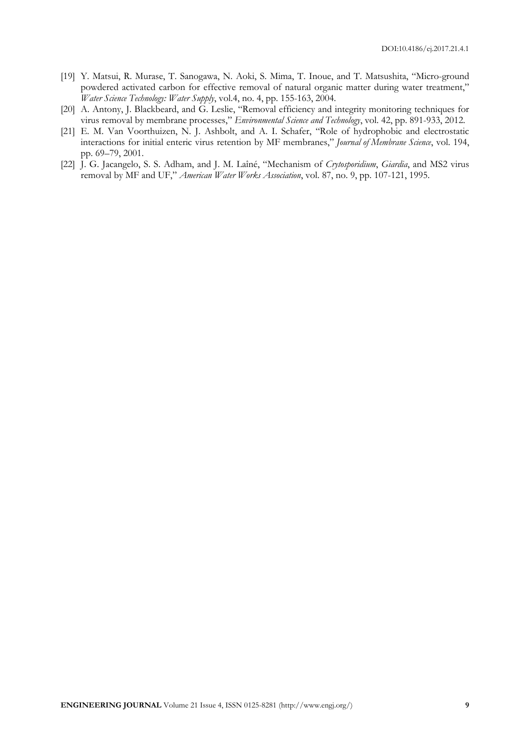[19] Y. Matsui, R. Murase, T. Sanogawa, N. Aoki, S. Mima, T. Inoue, and T. Matsushita, "Micro-ground powdered activated carbon for effective removal of natural organic matter during water treatment," *Water Science Technology: Water Supply*, vol.4, no. 4, pp. 155-163, 2004.

[20] A. Antony, J. Blackbeard, and G. Leslie, "Removal efficiency and integrity monitoring techniques for virus removal by membrane processes," *Environmental Science and Technology*, vol. 42, pp. 891-933, 2012.

[21] E. M. Van Voorthuizen, N. J. Ashbolt, and A. I. Schafer, "Role of hydrophobic and electrostatic interactions for initial enteric virus retention by MF membranes," *Journal of Membrane Science*, vol. 194, pp. 69–79, 2001.

[22] J. G. Jacangelo, S. S. Adham, and J. M. Laîné, "Mechanism of *Crytosporidium*, *Giardia*, and MS2 virus removal by MF and UF," *American Water Works Association*, vol. 87, no. 9, pp. 107-121, 1995.